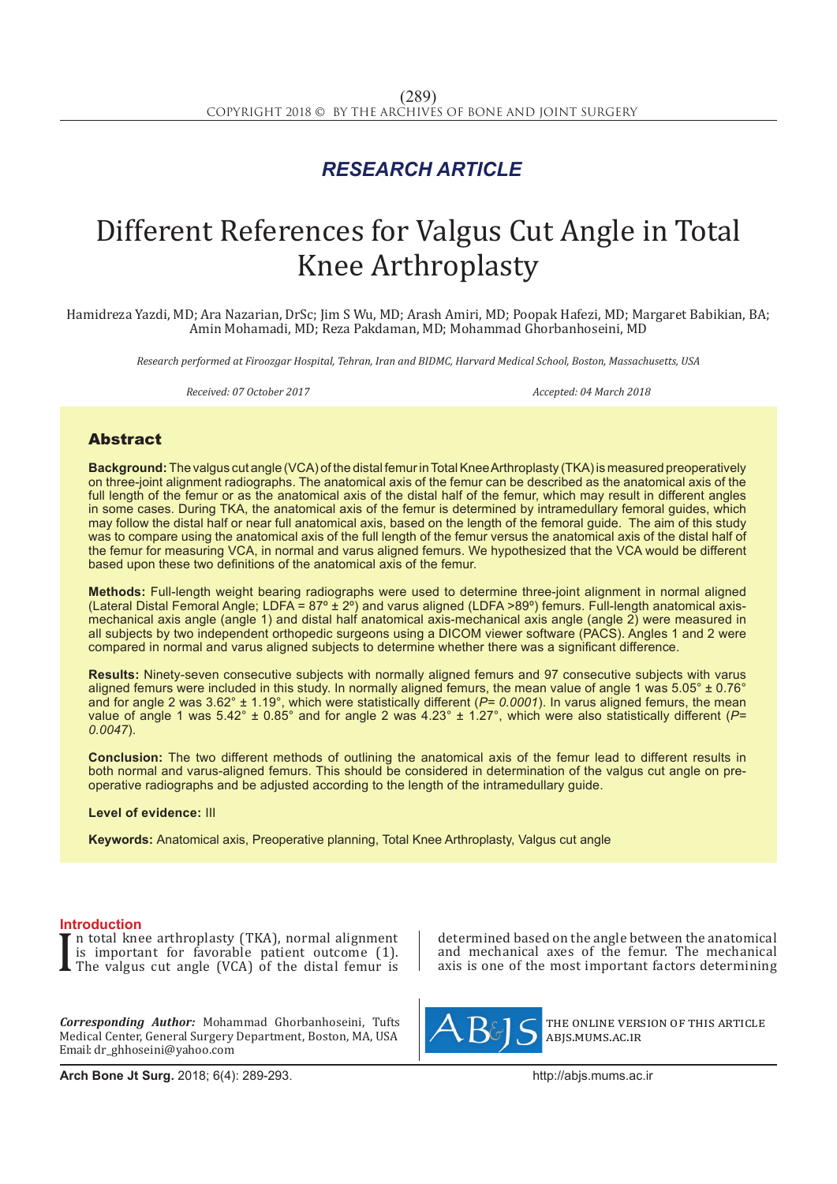*RESEARCH ARTICLE*

# Different References for Valgus Cut Angle in Total Knee Arthroplasty

Hamidreza Yazdi, MD; Ara Nazarian, DrSc; Jim S Wu, MD; Arash Amiri, MD; Poopak Hafezi, MD; Margaret Babikian, BA; Amin Mohamadi, MD; Reza Pakdaman, MD; Mohammad Ghorbanhoseini, MD

*Research performed at Firoozgar Hospital, Tehran, Iran and BIDMC, Harvard Medical School, Boston, Massachusetts, USA*

*Received: 07 October 2017*

*Accepted: 04 March 2018*

## Abstract

**Background:** The valgus cut angle (VCA) of the distal femur in Total Knee Arthroplasty (TKA) is measured preoperatively on three-joint alignment radiographs. The anatomical axis of the femur can be described as the anatomical axis of the full length of the femur or as the anatomical axis of the distal half of the femur, which may result in different angles in some cases. During TKA, the anatomical axis of the femur is determined by intramedullary femoral guides, which may follow the distal half or near full anatomical axis, based on the length of the femoral guide. The aim of this study was to compare using the anatomical axis of the full length of the femur versus the anatomical axis of the distal half of the femur for measuring VCA, in normal and varus aligned femurs. We hypothesized that the VCA would be different based upon these two definitions of the anatomical axis of the femur.

**Methods:** Full-length weight bearing radiographs were used to determine three-joint alignment in normal aligned (Lateral Distal Femoral Angle; LDFA = 87º ± 2º) and varus aligned (LDFA >89º) femurs. Full-length anatomical axis-mechanical axis angle (angle 1) and distal half anatomical axis-mechanical axis angle (angle 2) were measured in all subjects by two independent orthopedic surgeons using a DICOM viewer software (PACS). Angles 1 and 2 were compared in normal and varus aligned subjects to determine whether there was a significant difference.

**Results:** Ninety-seven consecutive subjects with normally aligned femurs and 97 consecutive subjects with varus aligned femurs were included in this study. In normally aligned femurs, the mean value of angle 1 was 5.05° ± 0.76° and for angle 2 was 3.62° ± 1.19°, which were statistically different (*P= 0.0001*). In varus aligned femurs, the mean value of angle 1 was 5.42° ± 0.85° and for angle 2 was 4.23° ± 1.27°, which were also statistically different (*P= 0.0047*).

**Conclusion:** The two different methods of outlining the anatomical axis of the femur lead to different results in both normal and varus-aligned femurs. This should be considered in determination of the valgus cut angle on pre-operative radiographs and be adjusted according to the length of the intramedullary guide.

**Level of evidence:** III

**Keywords:** Anatomical axis, Preoperative planning, Total Knee Arthroplasty, Valgus cut angle

## Introduction

In total knee arthroplasty (TKA), normal alignment is important for favorable patient outcome (1). The valgus cut angle (VCA) of the distal femur is determined based on the angle between the anatomical and mechanical axes of the femur. The mechanical axis is one of the most important factors determining

***Corresponding Author:*** Mohammad Ghorbanhoseini, Tufts Medical Center, General Surgery Department, Boston, MA, USA
Email: dr_ghhoseini@yahoo.com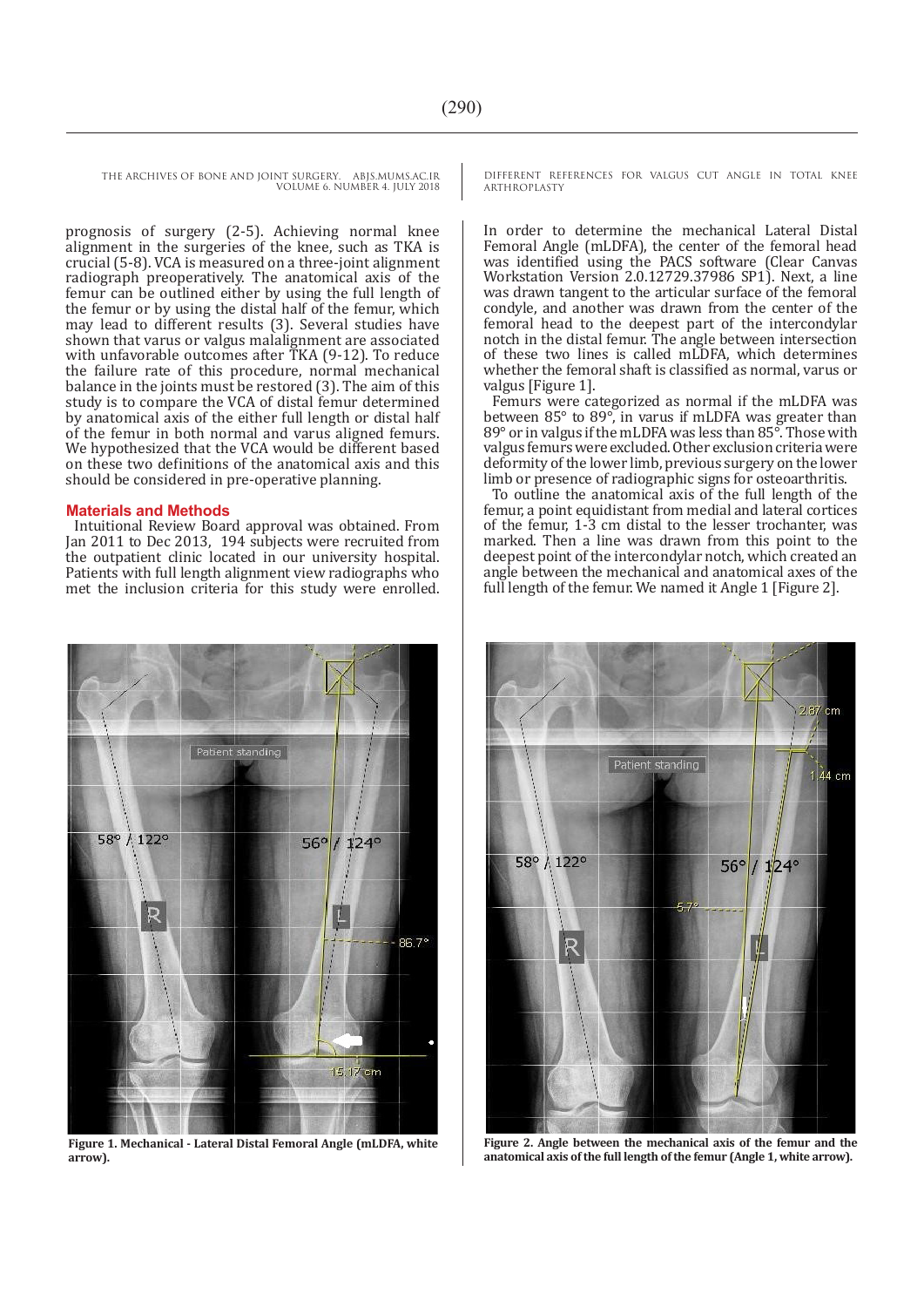prognosis of surgery (2-5). Achieving normal knee alignment in the surgeries of the knee, such as TKA is crucial (5-8). VCA is measured on a three-joint alignment radiograph preoperatively. The anatomical axis of the femur can be outlined either by using the full length of the femur or by using the distal half of the femur, which may lead to different results (3). Several studies have shown that varus or valgus malalignment are associated with unfavorable outcomes after TKA (9-12). To reduce the failure rate of this procedure, normal mechanical balance in the joints must be restored (3). The aim of this study is to compare the VCA of distal femur determined by anatomical axis of the either full length or distal half of the femur in both normal and varus aligned femurs. We hypothesized that the VCA would be different based on these two definitions of the anatomical axis and this should be considered in pre-operative planning.

## Materials and Methods

Intuitional Review Board approval was obtained. From Jan 2011 to Dec 2013, 194 subjects were recruited from the outpatient clinic located in our university hospital. Patients with full length alignment view radiographs who met the inclusion criteria for this study were enrolled.

In order to determine the mechanical Lateral Distal Femoral Angle (mLDFA), the center of the femoral head was identified using the PACS software (Clear Canvas Workstation Version 2.0.12729.37986 SP1). Next, a line was drawn tangent to the articular surface of the femoral condyle, and another was drawn from the center of the femoral head to the deepest part of the intercondylar notch in the distal femur. The angle between intersection of these two lines is called mLDFA, which determines whether the femoral shaft is classified as normal, varus or valgus [Figure 1].

Femurs were categorized as normal if the mLDFA was between 85° to 89°, in varus if mLDFA was greater than 89° or in valgus if the mLDFA was less than 85°. Those with valgus femurs were excluded. Other exclusion criteria were deformity of the lower limb, previous surgery on the lower limb or presence of radiographic signs for osteoarthritis.

To outline the anatomical axis of the full length of the femur, a point equidistant from medial and lateral cortices of the femur, 1-3 cm distal to the lesser trochanter, was marked. Then a line was drawn from this point to the deepest point of the intercondylar notch, which created an angle between the mechanical and anatomical axes of the full length of the femur. We named it Angle 1 [Figure 2].

Patient standing
58° / 122°
56° / 124°
R
L
86.7°
15.17 cm

**Figure 1. Mechanical - Lateral Distal Femoral Angle (mLDFA, white arrow).**

2.87 cm
1.44 cm
Patient standing
58° / 122°
56° / 124°
5.7°
R
L

**Figure 2. Angle between the mechanical axis of the femur and the anatomical axis of the full length of the femur (Angle 1, white arrow).**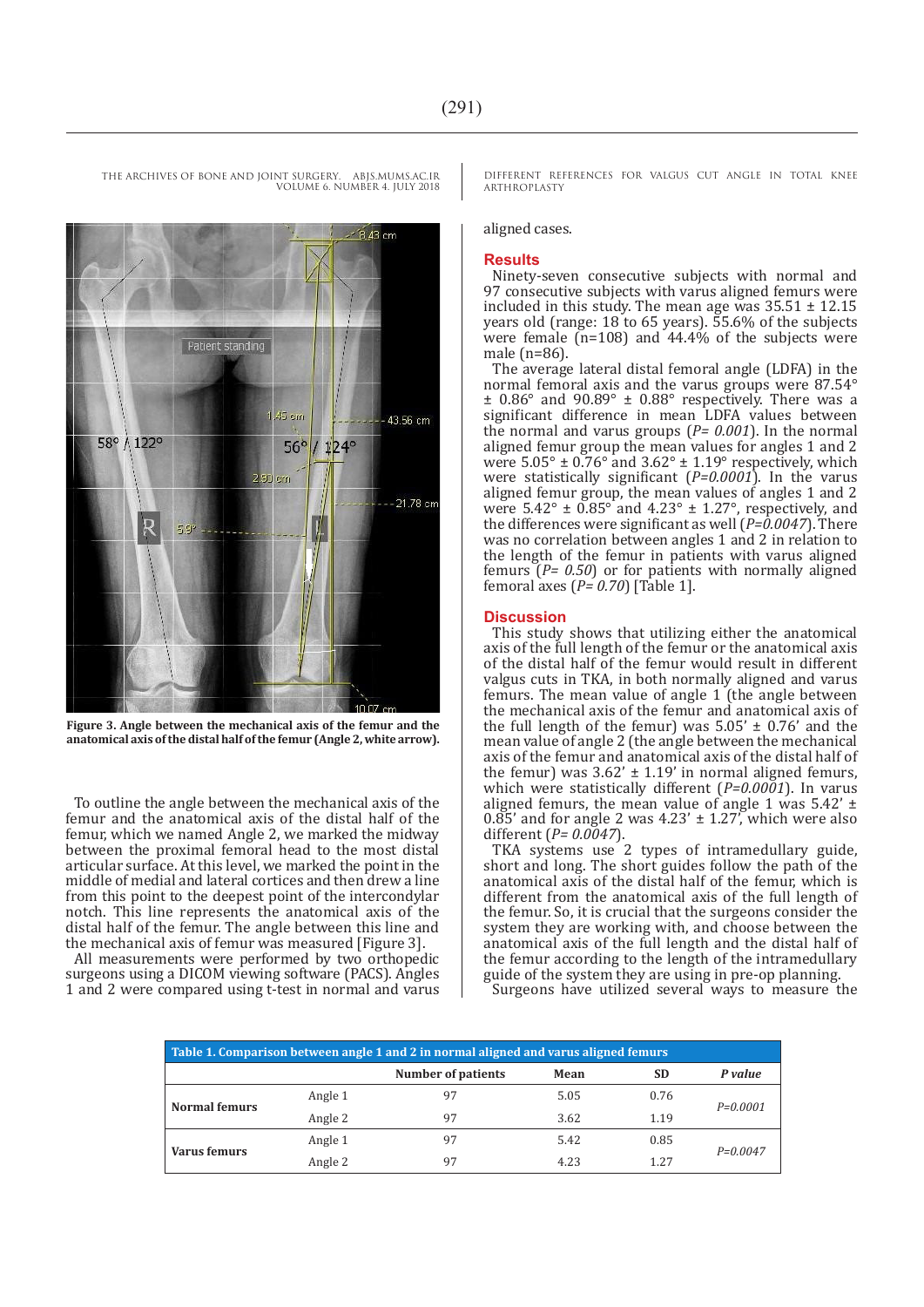Figure 3. Angle between the mechanical axis of the femur and the anatomical axis of the distal half of the femur (Angle 2, white arrow).

To outline the angle between the mechanical axis of the femur and the anatomical axis of the distal half of the femur, which we named Angle 2, we marked the midway between the proximal femoral head to the most distal articular surface. At this level, we marked the point in the middle of medial and lateral cortices and then drew a line from this point to the deepest point of the intercondylar notch. This line represents the anatomical axis of the distal half of the femur. The angle between this line and the mechanical axis of femur was measured [Figure 3].

All measurements were performed by two orthopedic surgeons using a DICOM viewing software (PACS). Angles 1 and 2 were compared using t-test in normal and varus aligned cases.

## Results

Ninety-seven consecutive subjects with normal and 97 consecutive subjects with varus aligned femurs were included in this study. The mean age was 35.51 ± 12.15 years old (range: 18 to 65 years). 55.6% of the subjects were female (n=108) and 44.4% of the subjects were male (n=86).

The average lateral distal femoral angle (LDFA) in the normal femoral axis and the varus groups were 87.54° ± 0.86° and 90.89° ± 0.88° respectively. There was a significant difference in mean LDFA values between the normal and varus groups (*P= 0.001*). In the normal aligned femur group the mean values for angles 1 and 2 were 5.05° ± 0.76° and 3.62° ± 1.19° respectively, which were statistically significant (*P=0.0001*). In the varus aligned femur group, the mean values of angles 1 and 2 were 5.42° ± 0.85° and 4.23° ± 1.27°, respectively, and the differences were significant as well (*P=0.0047*). There was no correlation between angles 1 and 2 in relation to the length of the femur in patients with varus aligned femurs (*P= 0.50*) or for patients with normally aligned femoral axes (*P= 0.70*) [Table 1].

## Discussion

This study shows that utilizing either the anatomical axis of the full length of the femur or the anatomical axis of the distal half of the femur would result in different valgus cuts in TKA, in both normally aligned and varus femurs. The mean value of angle 1 (the angle between the mechanical axis of the femur and anatomical axis of the full length of the femur) was 5.05' ± 0.76' and the mean value of angle 2 (the angle between the mechanical axis of the femur and anatomical axis of the distal half of the femur) was 3.62' ± 1.19' in normal aligned femurs, which were statistically different (*P=0.0001*). In varus aligned femurs, the mean value of angle 1 was 5.42' ± 0.85' and for angle 2 was 4.23' ± 1.27', which were also different (*P= 0.0047*).

TKA systems use 2 types of intramedullary guide, short and long. The short guides follow the path of the anatomical axis of the distal half of the femur, which is different from the anatomical axis of the full length of the femur. So, it is crucial that the surgeons consider the system they are working with, and choose between the anatomical axis of the full length and the distal half of the femur according to the length of the intramedullary guide of the system they are using in pre-op planning.

Surgeons have utilized several ways to measure the

**Table 1. Comparison between angle 1 and 2 in normal aligned and varus aligned femurs**

| | | Number of patients | Mean | SD | *P value* |
|---|---|---|---|---|---|
| **Normal femurs** | Angle 1 | 97 | 5.05 | 0.76 | *P=0.0001* |
| | Angle 2 | 97 | 3.62 | 1.19 | |
| **Varus femurs** | Angle 1 | 97 | 5.42 | 0.85 | *P=0.0047* |
| | Angle 2 | 97 | 4.23 | 1.27 | |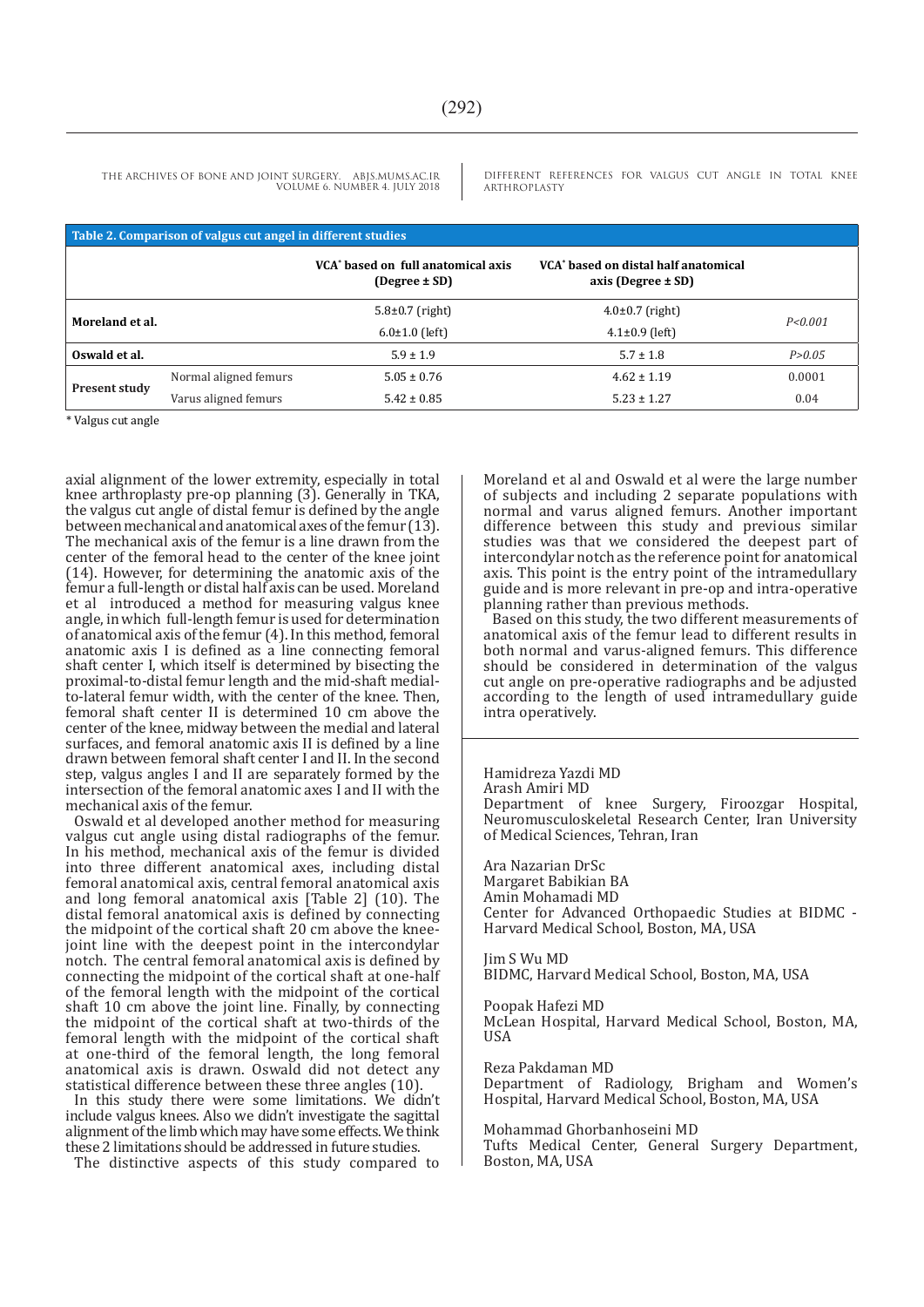**Table 2. Comparison of valgus cut angel in different studies**

| | | VCA* based on full anatomical axis (Degree ± SD) | VCA* based on distal half anatomical axis (Degree ± SD) | |
|---|---|---|---|---|
| **Moreland et al.** | | 5.8±0.7 (right) | 4.0±0.7 (right) | *P<0.001* |
| | | 6.0±1.0 (left) | 4.1±0.9 (left) | |
| **Oswald et al.** | | 5.9 ± 1.9 | 5.7 ± 1.8 | *P>0.05* |
| **Present study** | Normal aligned femurs | 5.05 ± 0.76 | 4.62 ± 1.19 | 0.0001 |
| | Varus aligned femurs | 5.42 ± 0.85 | 5.23 ± 1.27 | 0.04 |

\* Valgus cut angle

axial alignment of the lower extremity, especially in total knee arthroplasty pre-op planning (3). Generally in TKA, the valgus cut angle of distal femur is defined by the angle between mechanical and anatomical axes of the femur (13). The mechanical axis of the femur is a line drawn from the center of the femoral head to the center of the knee joint (14). However, for determining the anatomic axis of the femur a full-length or distal half axis can be used. Moreland et al introduced a method for measuring valgus knee angle, in which full-length femur is used for determination of anatomical axis of the femur (4). In this method, femoral anatomic axis I is defined as a line connecting femoral shaft center I, which itself is determined by bisecting the proximal-to-distal femur length and the mid-shaft medial-to-lateral femur width, with the center of the knee. Then, femoral shaft center II is determined 10 cm above the center of the knee, midway between the medial and lateral surfaces, and femoral anatomic axis II is defined by a line drawn between femoral shaft center I and II. In the second step, valgus angles I and II are separately formed by the intersection of the femoral anatomic axes I and II with the mechanical axis of the femur.

Oswald et al developed another method for measuring valgus cut angle using distal radiographs of the femur. In his method, mechanical axis of the femur is divided into three different anatomical axes, including distal femoral anatomical axis, central femoral anatomical axis and long femoral anatomical axis [Table 2] (10). The distal femoral anatomical axis is defined by connecting the midpoint of the cortical shaft 20 cm above the knee-joint line with the deepest point in the intercondylar notch. The central femoral anatomical axis is defined by connecting the midpoint of the cortical shaft at one-half of the femoral length with the midpoint of the cortical shaft 10 cm above the joint line. Finally, by connecting the midpoint of the cortical shaft at two-thirds of the femoral length with the midpoint of the cortical shaft at one-third of the femoral length, the long femoral anatomical axis is drawn. Oswald did not detect any statistical difference between these three angles (10).

In this study there were some limitations. We didn't include valgus knees. Also we didn't investigate the sagittal alignment of the limb which may have some effects. We think these 2 limitations should be addressed in future studies.

The distinctive aspects of this study compared to Moreland et al and Oswald et al were the large number of subjects and including 2 separate populations with normal and varus aligned femurs. Another important difference between this study and previous similar studies was that we considered the deepest part of intercondylar notch as the reference point for anatomical axis. This point is the entry point of the intramedullary guide and is more relevant in pre-op and intra-operative planning rather than previous methods.

Based on this study, the two different measurements of anatomical axis of the femur lead to different results in both normal and varus-aligned femurs. This difference should be considered in determination of the valgus cut angle on pre-operative radiographs and be adjusted according to the length of used intramedullary guide intra operatively.

---

Hamidreza Yazdi MD
Arash Amiri MD
Department of knee Surgery, Firoozgar Hospital, Neuromusculoskeletal Research Center, Iran University of Medical Sciences, Tehran, Iran

Ara Nazarian DrSc
Margaret Babikian BA
Amin Mohamadi MD
Center for Advanced Orthopaedic Studies at BIDMC - Harvard Medical School, Boston, MA, USA

Jim S Wu MD
BIDMC, Harvard Medical School, Boston, MA, USA

Poopak Hafezi MD
McLean Hospital, Harvard Medical School, Boston, MA, USA

Reza Pakdaman MD
Department of Radiology, Brigham and Women's Hospital, Harvard Medical School, Boston, MA, USA

Mohammad Ghorbanhoseini MD
Tufts Medical Center, General Surgery Department, Boston, MA, USA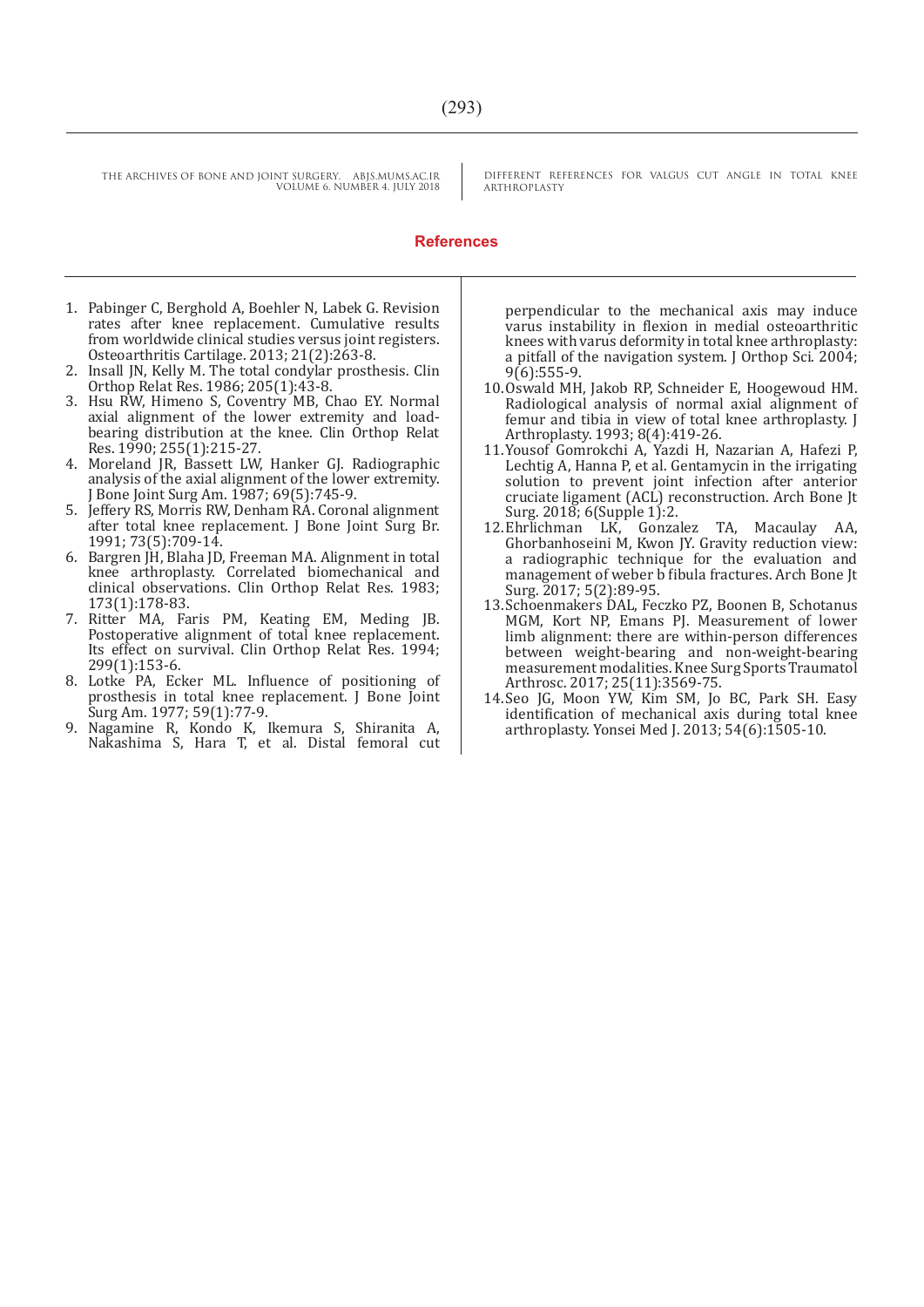## References

1. Pabinger C, Berghold A, Boehler N, Labek G. Revision rates after knee replacement. Cumulative results from worldwide clinical studies versus joint registers. Osteoarthritis Cartilage. 2013; 21(2):263-8.
2. Insall JN, Kelly M. The total condylar prosthesis. Clin Orthop Relat Res. 1986; 205(1):43-8.
3. Hsu RW, Himeno S, Coventry MB, Chao EY. Normal axial alignment of the lower extremity and load-bearing distribution at the knee. Clin Orthop Relat Res. 1990; 255(1):215-27.
4. Moreland JR, Bassett LW, Hanker GJ. Radiographic analysis of the axial alignment of the lower extremity. J Bone Joint Surg Am. 1987; 69(5):745-9.
5. Jeffery RS, Morris RW, Denham RA. Coronal alignment after total knee replacement. J Bone Joint Surg Br. 1991; 73(5):709-14.
6. Bargren JH, Blaha JD, Freeman MA. Alignment in total knee arthroplasty. Correlated biomechanical and clinical observations. Clin Orthop Relat Res. 1983; 173(1):178-83.
7. Ritter MA, Faris PM, Keating EM, Meding JB. Postoperative alignment of total knee replacement. Its effect on survival. Clin Orthop Relat Res. 1994; 299(1):153-6.
8. Lotke PA, Ecker ML. Influence of positioning of prosthesis in total knee replacement. J Bone Joint Surg Am. 1977; 59(1):77-9.
9. Nagamine R, Kondo K, Ikemura S, Shiranita A, Nakashima S, Hara T, et al. Distal femoral cut perpendicular to the mechanical axis may induce varus instability in flexion in medial osteoarthritic knees with varus deformity in total knee arthroplasty: a pitfall of the navigation system. J Orthop Sci. 2004; 9(6):555-9.
10. Oswald MH, Jakob RP, Schneider E, Hoogewoud HM. Radiological analysis of normal axial alignment of femur and tibia in view of total knee arthroplasty. J Arthroplasty. 1993; 8(4):419-26.
11. Yousof Gomrokchi A, Yazdi H, Nazarian A, Hafezi P, Lechtig A, Hanna P, et al. Gentamycin in the irrigating solution to prevent joint infection after anterior cruciate ligament (ACL) reconstruction. Arch Bone Jt Surg. 2018; 6(Supple 1):2.
12. Ehrlichman LK, Gonzalez TA, Macaulay AA, Ghorbanhoseini M, Kwon JY. Gravity reduction view: a radiographic technique for the evaluation and management of weber b fibula fractures. Arch Bone Jt Surg. 2017; 5(2):89-95.
13. Schoenmakers DAL, Feczko PZ, Boonen B, Schotanus MGM, Kort NP, Emans PJ. Measurement of lower limb alignment: there are within-person differences between weight-bearing and non-weight-bearing measurement modalities. Knee Surg Sports Traumatol Arthrosc. 2017; 25(11):3569-75.
14. Seo JG, Moon YW, Kim SM, Jo BC, Park SH. Easy identification of mechanical axis during total knee arthroplasty. Yonsei Med J. 2013; 54(6):1505-10.